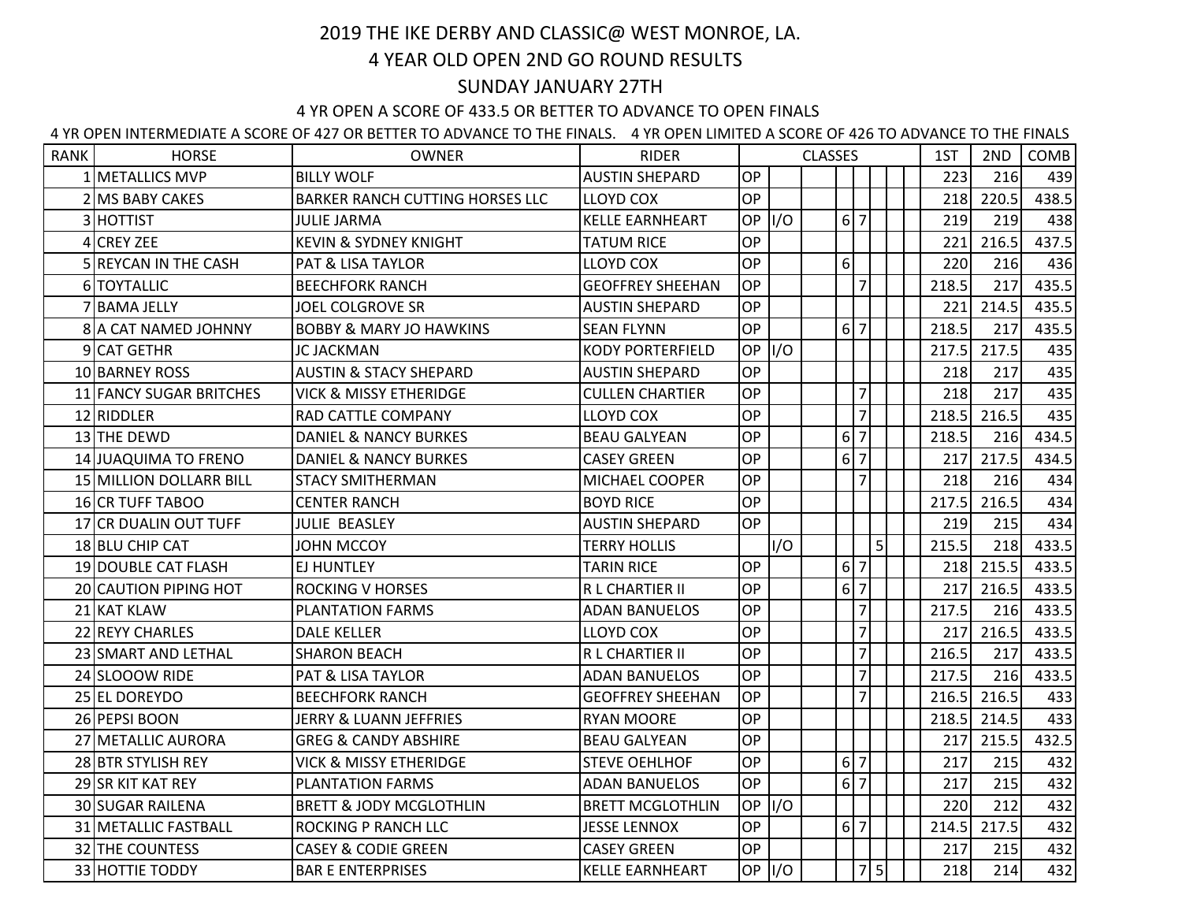# 2019 THE IKE DERBY AND CLASSIC@ WEST MONROE, LA.

## 4 YEAR OLD OPEN 2ND GO ROUND RESULTS

## SUNDAY JANUARY 27TH

4 YR OPEN A SCORE OF 433.5 OR BETTER TO ADVANCE TO OPEN FINALS

4 YR OPEN INTERMEDIATE A SCORE OF 427 OR BETTER TO ADVANCE TO THE FINALS. 4 YR OPEN LIMITED A SCORE OF 426 TO ADVANCE TO THE FINALS

| RANK | HORSE | OWNER | RIDER | CLASSES | | | | | | | | 1ST | 2ND | COMB |
|---|---|---|---|---|---|---|---|---|---|---|---|---|---|---|
| 1 | METALLICS MVP | BILLY WOLF | AUSTIN SHEPARD | OP | | | | | | | | 223 | 216 | 439 |
| 2 | MS BABY CAKES | BARKER RANCH CUTTING HORSES LLC | LLOYD COX | OP | | | | | | | | 218 | 220.5 | 438.5 |
| 3 | HOTTIST | JULIE JARMA | KELLE EARNHEART | OP | I/O | | 6 | 7 | | | | 219 | 219 | 438 |
| 4 | CREY ZEE | KEVIN & SYDNEY KNIGHT | TATUM RICE | OP | | | | | | | | 221 | 216.5 | 437.5 |
| 5 | REYCAN IN THE CASH | PAT & LISA TAYLOR | LLOYD COX | OP | | | 6 | | | | | 220 | 216 | 436 |
| 6 | TOYTALLIC | BEECHFORK RANCH | GEOFFREY SHEEHAN | OP | | | | 7 | | | | 218.5 | 217 | 435.5 |
| 7 | BAMA JELLY | JOEL COLGROVE SR | AUSTIN SHEPARD | OP | | | | | | | | 221 | 214.5 | 435.5 |
| 8 | A CAT NAMED JOHNNY | BOBBY & MARY JO HAWKINS | SEAN FLYNN | OP | | | 6 | 7 | | | | 218.5 | 217 | 435.5 |
| 9 | CAT GETHR | JC JACKMAN | KODY PORTERFIELD | OP | I/O | | | | | | | 217.5 | 217.5 | 435 |
| 10 | BARNEY ROSS | AUSTIN & STACY SHEPARD | AUSTIN SHEPARD | OP | | | | | | | | 218 | 217 | 435 |
| 11 | FANCY SUGAR BRITCHES | VICK & MISSY ETHERIDGE | CULLEN CHARTIER | OP | | | | 7 | | | | 218 | 217 | 435 |
| 12 | RIDDLER | RAD CATTLE COMPANY | LLOYD COX | OP | | | | 7 | | | | 218.5 | 216.5 | 435 |
| 13 | THE DEWD | DANIEL & NANCY BURKES | BEAU GALYEAN | OP | | | 6 | 7 | | | | 218.5 | 216 | 434.5 |
| 14 | JUAQUIMA TO FRENO | DANIEL & NANCY BURKES | CASEY GREEN | OP | | | 6 | 7 | | | | 217 | 217.5 | 434.5 |
| 15 | MILLION DOLLARR BILL | STACY SMITHERMAN | MICHAEL COOPER | OP | | | | 7 | | | | 218 | 216 | 434 |
| 16 | CR TUFF TABOO | CENTER RANCH | BOYD RICE | OP | | | | | | | | 217.5 | 216.5 | 434 |
| 17 | CR DUALIN OUT TUFF | JULIE BEASLEY | AUSTIN SHEPARD | OP | | | | | | | | 219 | 215 | 434 |
| 18 | BLU CHIP CAT | JOHN MCCOY | TERRY HOLLIS | | I/O | | | | 5 | | | 215.5 | 218 | 433.5 |
| 19 | DOUBLE CAT FLASH | EJ HUNTLEY | TARIN RICE | OP | | | 6 | 7 | | | | 218 | 215.5 | 433.5 |
| 20 | CAUTION PIPING HOT | ROCKING V HORSES | R L CHARTIER II | OP | | | 6 | 7 | | | | 217 | 216.5 | 433.5 |
| 21 | KAT KLAW | PLANTATION FARMS | ADAN BANUELOS | OP | | | | 7 | | | | 217.5 | 216 | 433.5 |
| 22 | REYY CHARLES | DALE KELLER | LLOYD COX | OP | | | | 7 | | | | 217 | 216.5 | 433.5 |
| 23 | SMART AND LETHAL | SHARON BEACH | R L CHARTIER II | OP | | | | 7 | | | | 216.5 | 217 | 433.5 |
| 24 | SLOOOW RIDE | PAT & LISA TAYLOR | ADAN BANUELOS | OP | | | | 7 | | | | 217.5 | 216 | 433.5 |
| 25 | EL DOREYDO | BEECHFORK RANCH | GEOFFREY SHEEHAN | OP | | | | 7 | | | | 216.5 | 216.5 | 433 |
| 26 | PEPSI BOON | JERRY & LUANN JEFFRIES | RYAN MOORE | OP | | | | | | | | 218.5 | 214.5 | 433 |
| 27 | METALLIC AURORA | GREG & CANDY ABSHIRE | BEAU GALYEAN | OP | | | | | | | | 217 | 215.5 | 432.5 |
| 28 | BTR STYLISH REY | VICK & MISSY ETHERIDGE | STEVE OEHLHOF | OP | | | 6 | 7 | | | | 217 | 215 | 432 |
| 29 | SR KIT KAT REY | PLANTATION FARMS | ADAN BANUELOS | OP | | | 6 | 7 | | | | 217 | 215 | 432 |
| 30 | SUGAR RAILENA | BRETT & JODY MCGLOTHLIN | BRETT MCGLOTHLIN | OP | I/O | | | | | | | 220 | 212 | 432 |
| 31 | METALLIC FASTBALL | ROCKING P RANCH LLC | JESSE LENNOX | OP | | | 6 | 7 | | | | 214.5 | 217.5 | 432 |
| 32 | THE COUNTESS | CASEY & CODIE GREEN | CASEY GREEN | OP | | | | | | | | 217 | 215 | 432 |
| 33 | HOTTIE TODDY | BAR E ENTERPRISES | KELLE EARNHEART | OP | I/O | | | 7 | 5 | | | 218 | 214 | 432 |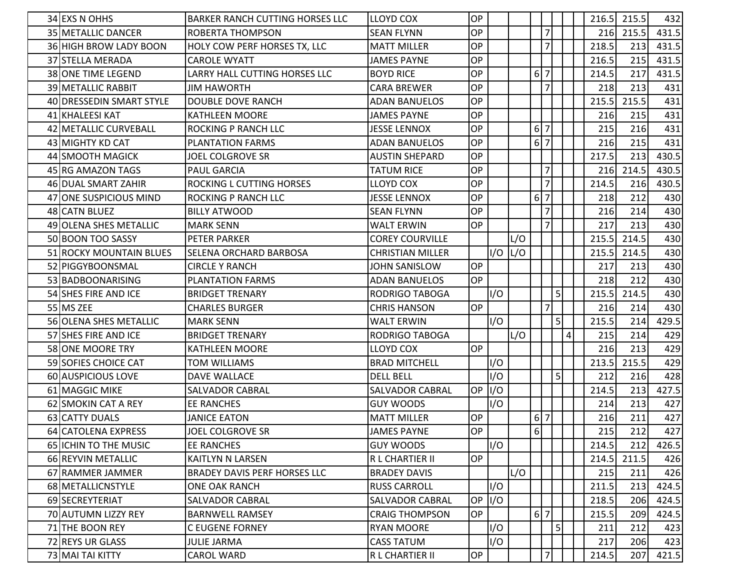| | | | | | | | | | | | | | | |
|---|---|---|---|---|---|---|---|---|---|---|---|---|---|---|
| 34 | EXS N OHHS | BARKER RANCH CUTTING HORSES LLC | LLOYD COX | OP | | | | | | | | 216.5 | 215.5 | 432 |
| 35 | METALLIC DANCER | ROBERTA THOMPSON | SEAN FLYNN | OP | | | | 7 | | | | 216 | 215.5 | 431.5 |
| 36 | HIGH BROW LADY BOON | HOLY COW PERF HORSES TX, LLC | MATT MILLER | OP | | | | 7 | | | | 218.5 | 213 | 431.5 |
| 37 | STELLA MERADA | CAROLE WYATT | JAMES PAYNE | OP | | | | | | | | 216.5 | 215 | 431.5 |
| 38 | ONE TIME LEGEND | LARRY HALL CUTTING HORSES LLC | BOYD RICE | OP | | | 6 | 7 | | | | 214.5 | 217 | 431.5 |
| 39 | METALLIC RABBIT | JIM HAWORTH | CARA BREWER | OP | | | | 7 | | | | 218 | 213 | 431 |
| 40 | DRESSEDIN SMART STYLE | DOUBLE DOVE RANCH | ADAN BANUELOS | OP | | | | | | | | 215.5 | 215.5 | 431 |
| 41 | KHALEESI KAT | KATHLEEN MOORE | JAMES PAYNE | OP | | | | | | | | 216 | 215 | 431 |
| 42 | METALLIC CURVEBALL | ROCKING P RANCH LLC | JESSE LENNOX | OP | | | 6 | 7 | | | | 215 | 216 | 431 |
| 43 | MIGHTY KD CAT | PLANTATION FARMS | ADAN BANUELOS | OP | | | 6 | 7 | | | | 216 | 215 | 431 |
| 44 | SMOOTH MAGICK | JOEL COLGROVE SR | AUSTIN SHEPARD | OP | | | | | | | | 217.5 | 213 | 430.5 |
| 45 | RG AMAZON TAGS | PAUL GARCIA | TATUM RICE | OP | | | | 7 | | | | 216 | 214.5 | 430.5 |
| 46 | DUAL SMART ZAHIR | ROCKING L CUTTING HORSES | LLOYD COX | OP | | | | 7 | | | | 214.5 | 216 | 430.5 |
| 47 | ONE SUSPICIOUS MIND | ROCKING P RANCH LLC | JESSE LENNOX | OP | | | 6 | 7 | | | | 218 | 212 | 430 |
| 48 | CATN BLUEZ | BILLY ATWOOD | SEAN FLYNN | OP | | | | 7 | | | | 216 | 214 | 430 |
| 49 | OLENA SHES METALLIC | MARK SENN | WALT ERWIN | OP | | | | 7 | | | | 217 | 213 | 430 |
| 50 | BOON TOO SASSY | PETER PARKER | COREY COURVILLE | | | L/O | | | | | | 215.5 | 214.5 | 430 |
| 51 | ROCKY MOUNTAIN BLUES | SELENA ORCHARD BARBOSA | CHRISTIAN MILLER | | I/O | L/O | | | | | | 215.5 | 214.5 | 430 |
| 52 | PIGGYBOONSMAL | CIRCLE Y RANCH | JOHN SANISLOW | OP | | | | | | | | 217 | 213 | 430 |
| 53 | BADBOONARISING | PLANTATION FARMS | ADAN BANUELOS | OP | | | | | | | | 218 | 212 | 430 |
| 54 | SHES FIRE AND ICE | BRIDGET TRENARY | RODRIGO TABOGA | | I/O | | | | 5 | | | 215.5 | 214.5 | 430 |
| 55 | MS ZEE | CHARLES BURGER | CHRIS HANSON | OP | | | | 7 | | | | 216 | 214 | 430 |
| 56 | OLENA SHES METALLIC | MARK SENN | WALT ERWIN | | I/O | | | | 5 | | | 215.5 | 214 | 429.5 |
| 57 | SHES FIRE AND ICE | BRIDGET TRENARY | RODRIGO TABOGA | | | L/O | | | | 4 | | 215 | 214 | 429 |
| 58 | ONE MOORE TRY | KATHLEEN MOORE | LLOYD COX | OP | | | | | | | | 216 | 213 | 429 |
| 59 | SOFIES CHOICE CAT | TOM WILLIAMS | BRAD MITCHELL | | I/O | | | | | | | 213.5 | 215.5 | 429 |
| 60 | AUSPICIOUS LOVE | DAVE WALLACE | DELL BELL | | I/O | | | | 5 | | | 212 | 216 | 428 |
| 61 | MAGGIC MIKE | SALVADOR CABRAL | SALVADOR CABRAL | OP | I/O | | | | | | | 214.5 | 213 | 427.5 |
| 62 | SMOKIN CAT A REY | EE RANCHES | GUY WOODS | | I/O | | | | | | | 214 | 213 | 427 |
| 63 | CATTY DUALS | JANICE EATON | MATT MILLER | OP | | | 6 | 7 | | | | 216 | 211 | 427 |
| 64 | CATOLENA EXPRESS | JOEL COLGROVE SR | JAMES PAYNE | OP | | | 6 | | | | | 215 | 212 | 427 |
| 65 | ICHIN TO THE MUSIC | EE RANCHES | GUY WOODS | | I/O | | | | | | | 214.5 | 212 | 426.5 |
| 66 | REYVIN METALLIC | KAITLYN N LARSEN | R L CHARTIER II | OP | | | | | | | | 214.5 | 211.5 | 426 |
| 67 | RAMMER JAMMER | BRADEY DAVIS PERF HORSES LLC | BRADEY DAVIS | | | L/O | | | | | | 215 | 211 | 426 |
| 68 | METALLICNSTYLE | ONE OAK RANCH | RUSS CARROLL | | I/O | | | | | | | 211.5 | 213 | 424.5 |
| 69 | SECREYTERIAT | SALVADOR CABRAL | SALVADOR CABRAL | OP | I/O | | | | | | | 218.5 | 206 | 424.5 |
| 70 | AUTUMN LIZZY REY | BARNWELL RAMSEY | CRAIG THOMPSON | OP | | | 6 | 7 | | | | 215.5 | 209 | 424.5 |
| 71 | THE BOON REY | C EUGENE FORNEY | RYAN MOORE | | I/O | | | | 5 | | | 211 | 212 | 423 |
| 72 | REYS UR GLASS | JULIE JARMA | CASS TATUM | | I/O | | | | | | | 217 | 206 | 423 |
| 73 | MAI TAI KITTY | CAROL WARD | R L CHARTIER II | OP | | | | 7 | | | | 214.5 | 207 | 421.5 |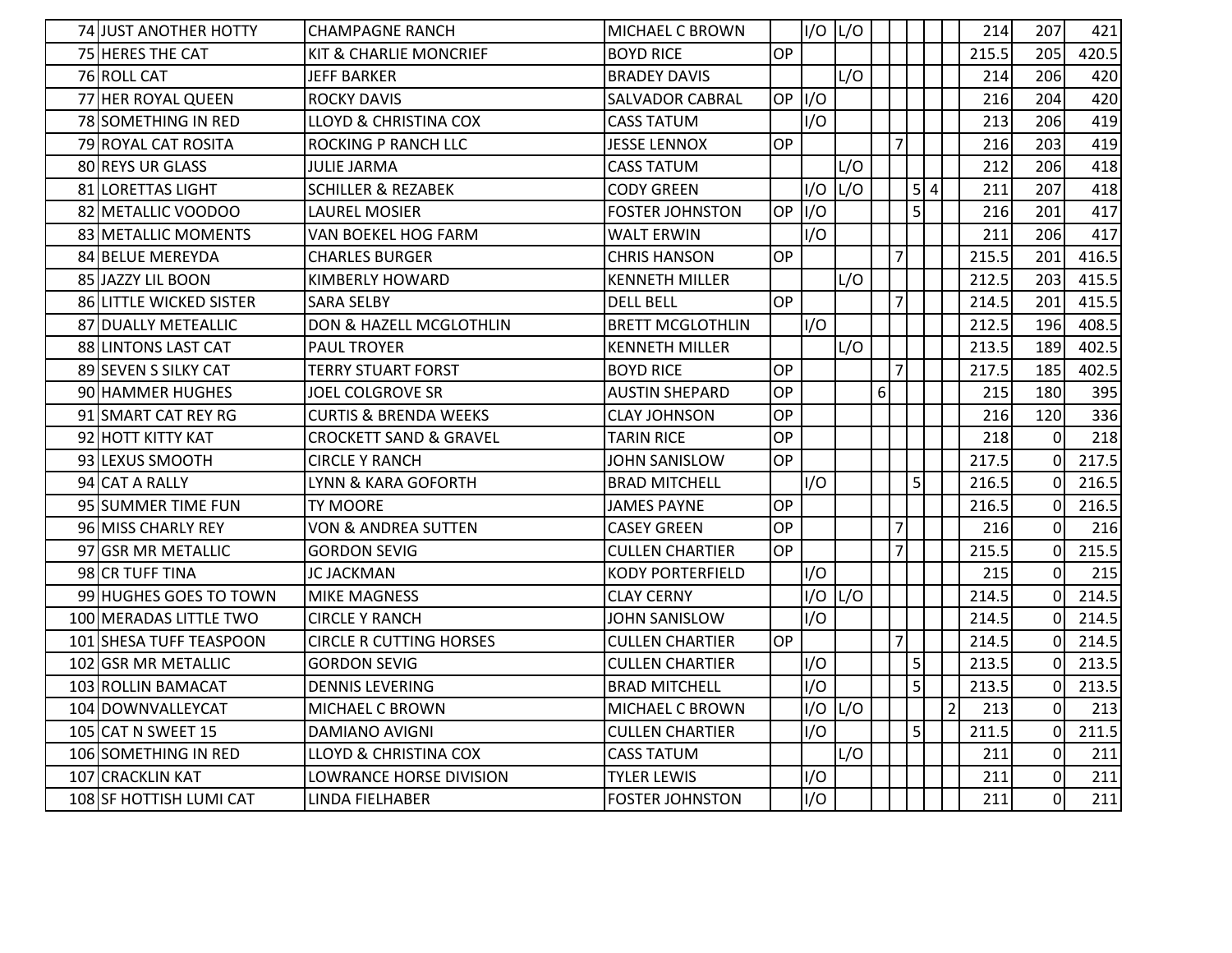| | | | | | | | | | | | | | | |
|---|---|---|---|---|---|---|---|---|---|---|---|---|---|---|
| 74 | JUST ANOTHER HOTTY | CHAMPAGNE RANCH | MICHAEL C BROWN | | I/O | L/O | | | | | | 214 | 207 | 421 |
| 75 | HERES THE CAT | KIT & CHARLIE MONCRIEF | BOYD RICE | OP | | | | | | | | 215.5 | 205 | 420.5 |
| 76 | ROLL CAT | JEFF BARKER | BRADEY DAVIS | | | L/O | | | | | | 214 | 206 | 420 |
| 77 | HER ROYAL QUEEN | ROCKY DAVIS | SALVADOR CABRAL | OP | I/O | | | | | | | 216 | 204 | 420 |
| 78 | SOMETHING IN RED | LLOYD & CHRISTINA COX | CASS TATUM | | I/O | | | | | | | 213 | 206 | 419 |
| 79 | ROYAL CAT ROSITA | ROCKING P RANCH LLC | JESSE LENNOX | OP | | | | 7 | | | | 216 | 203 | 419 |
| 80 | REYS UR GLASS | JULIE JARMA | CASS TATUM | | | L/O | | | | | | 212 | 206 | 418 |
| 81 | LORETTAS LIGHT | SCHILLER & REZABEK | CODY GREEN | | I/O | L/O | | | 5 | 4 | | 211 | 207 | 418 |
| 82 | METALLIC VOODOO | LAUREL MOSIER | FOSTER JOHNSTON | OP | I/O | | | | 5 | | | 216 | 201 | 417 |
| 83 | METALLIC MOMENTS | VAN BOEKEL HOG FARM | WALT ERWIN | | I/O | | | | | | | 211 | 206 | 417 |
| 84 | BELUE MEREYDA | CHARLES BURGER | CHRIS HANSON | OP | | | | 7 | | | | 215.5 | 201 | 416.5 |
| 85 | JAZZY LIL BOON | KIMBERLY HOWARD | KENNETH MILLER | | | L/O | | | | | | 212.5 | 203 | 415.5 |
| 86 | LITTLE WICKED SISTER | SARA SELBY | DELL BELL | OP | | | | 7 | | | | 214.5 | 201 | 415.5 |
| 87 | DUALLY METEALLIC | DON & HAZELL MCGLOTHLIN | BRETT MCGLOTHLIN | | I/O | | | | | | | 212.5 | 196 | 408.5 |
| 88 | LINTONS LAST CAT | PAUL TROYER | KENNETH MILLER | | | L/O | | | | | | 213.5 | 189 | 402.5 |
| 89 | SEVEN S SILKY CAT | TERRY STUART FORST | BOYD RICE | OP | | | | 7 | | | | 217.5 | 185 | 402.5 |
| 90 | HAMMER HUGHES | JOEL COLGROVE SR | AUSTIN SHEPARD | OP | | | 6 | | | | | 215 | 180 | 395 |
| 91 | SMART CAT REY RG | CURTIS & BRENDA WEEKS | CLAY JOHNSON | OP | | | | | | | | 216 | 120 | 336 |
| 92 | HOTT KITTY KAT | CROCKETT SAND & GRAVEL | TARIN RICE | OP | | | | | | | | 218 | 0 | 218 |
| 93 | LEXUS SMOOTH | CIRCLE Y RANCH | JOHN SANISLOW | OP | | | | | | | | 217.5 | 0 | 217.5 |
| 94 | CAT A RALLY | LYNN & KARA GOFORTH | BRAD MITCHELL | | I/O | | | | 5 | | | 216.5 | 0 | 216.5 |
| 95 | SUMMER TIME FUN | TY MOORE | JAMES PAYNE | OP | | | | | | | | 216.5 | 0 | 216.5 |
| 96 | MISS CHARLY REY | VON & ANDREA SUTTEN | CASEY GREEN | OP | | | | 7 | | | | 216 | 0 | 216 |
| 97 | GSR MR METALLIC | GORDON SEVIG | CULLEN CHARTIER | OP | | | | 7 | | | | 215.5 | 0 | 215.5 |
| 98 | CR TUFF TINA | JC JACKMAN | KODY PORTERFIELD | | I/O | | | | | | | 215 | 0 | 215 |
| 99 | HUGHES GOES TO TOWN | MIKE MAGNESS | CLAY CERNY | | I/O | L/O | | | | | | 214.5 | 0 | 214.5 |
| 100 | MERADAS LITTLE TWO | CIRCLE Y RANCH | JOHN SANISLOW | | I/O | | | | | | | 214.5 | 0 | 214.5 |
| 101 | SHESA TUFF TEASPOON | CIRCLE R CUTTING HORSES | CULLEN CHARTIER | OP | | | | 7 | | | | 214.5 | 0 | 214.5 |
| 102 | GSR MR METALLIC | GORDON SEVIG | CULLEN CHARTIER | | I/O | | | | 5 | | | 213.5 | 0 | 213.5 |
| 103 | ROLLIN BAMACAT | DENNIS LEVERING | BRAD MITCHELL | | I/O | | | | 5 | | | 213.5 | 0 | 213.5 |
| 104 | DOWNVALLEYCAT | MICHAEL C BROWN | MICHAEL C BROWN | | I/O | L/O | | | | | 2 | 213 | 0 | 213 |
| 105 | CAT N SWEET 15 | DAMIANO AVIGNI | CULLEN CHARTIER | | I/O | | | | 5 | | | 211.5 | 0 | 211.5 |
| 106 | SOMETHING IN RED | LLOYD & CHRISTINA COX | CASS TATUM | | | L/O | | | | | | 211 | 0 | 211 |
| 107 | CRACKLIN KAT | LOWRANCE HORSE DIVISION | TYLER LEWIS | | I/O | | | | | | | 211 | 0 | 211 |
| 108 | SF HOTTISH LUMI CAT | LINDA FIELHABER | FOSTER JOHNSTON | | I/O | | | | | | | 211 | 0 | 211 |